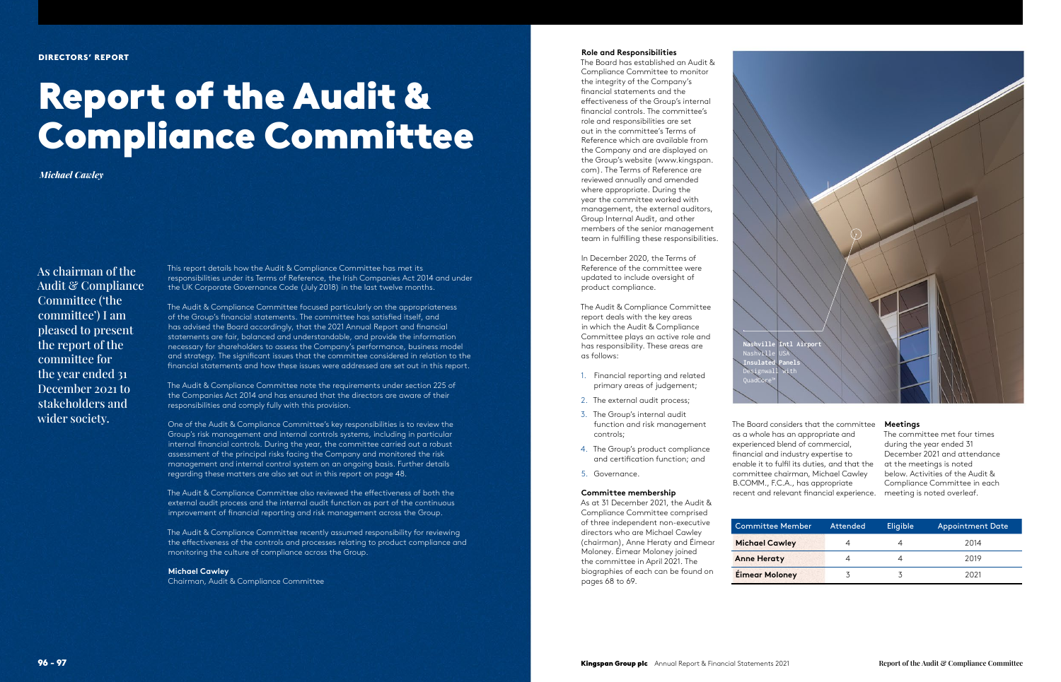DIRECTORS' REPORT

# Report of the Audit & Compliance Committee

*Michael Cawley*

As chairman of the Audit & Compliance Committee ('the committee') I am pleased to present the report of the committee for the year ended 31 December 2021 to stakeholders and wider society.

This report details how the Audit & Compliance Committee has met its responsibilities under its Terms of Reference, the Irish Companies Act 2014 and under the UK Corporate Governance Code (July 2018) in the last twelve months.

The Audit & Compliance Committee focused particularly on the appropriateness of the Group's financial statements. The committee has satisfied itself, and has advised the Board accordingly, that the 2021 Annual Report and financial statements are fair, balanced and understandable, and provide the information necessary for shareholders to assess the Company's performance, business model and strategy. The significant issues that the committee considered in relation to the financial statements and how these issues were addressed are set out in this report.

The Audit & Compliance Committee note the requirements under section 225 of the Companies Act 2014 and has ensured that the directors are aware of their responsibilities and comply fully with this provision.

One of the Audit & Compliance Committee's key responsibilities is to review the Group's risk management and internal controls systems, including in particular internal financial controls. During the year, the committee carried out a robust assessment of the principal risks facing the Company and monitored the risk management and internal control system on an ongoing basis. Further details regarding these matters are also set out in this report on page 48.

The Audit & Compliance Committee also reviewed the effectiveness of both the external audit process and the internal audit function as part of the continuous improvement of financial reporting and risk management across the Group.

The Audit & Compliance Committee recently assumed responsibility for reviewing the effectiveness of the controls and processes relating to product compliance and monitoring the culture of compliance across the Group.

**Michael Cawley**
Chairman, Audit & Compliance Committee

### Role and Responsibilities

The Board has established an Audit & Compliance Committee to monitor the integrity of the Company's financial statements and the effectiveness of the Group's internal financial controls. The committee's role and responsibilities are set out in the committee's Terms of Reference which are available from the Company and are displayed on the Group's website (www.kingspan.com). The Terms of Reference are reviewed annually and amended where appropriate. During the year the committee worked with management, the external auditors, Group Internal Audit, and other members of the senior management team in fulfilling these responsibilities.

In December 2020, the Terms of Reference of the committee were updated to include oversight of product compliance.

The Audit & Compliance Committee report deals with the key areas in which the Audit & Compliance Committee plays an active role and has responsibility. These areas are as follows:

1. Financial reporting and related primary areas of judgement;
2. The external audit process;
3. The Group's internal audit function and risk management controls;
4. The Group's product compliance and certification function; and
5. Governance.

### Committee membership

As at 31 December 2021, the Audit & Compliance Committee comprised of three independent non-executive directors who are Michael Cawley (chairman), Anne Heraty and Éimear Moloney. Éimear Moloney joined the committee in April 2021. The biographies of each can be found on pages 68 to 69.

**Nashville Intl Airport**
Nashville USA
**Insulated Panels**
Designwall with QuadCore™

The Board considers that the committee as a whole has an appropriate and experienced blend of commercial, financial and industry expertise to enable it to fulfil its duties, and that the committee chairman, Michael Cawley B.COMM., F.C.A., has appropriate recent and relevant financial experience.

### Meetings

The committee met four times during the year ended 31 December 2021 and attendance at the meetings is noted below. Activities of the Audit & Compliance Committee in each meeting is noted overleaf.

| Committee Member | Attended | Eligible | Appointment Date |
|---|---|---|---|
| **Michael Cawley** | 4 | 4 | 2014 |
| **Anne Heraty** | 4 | 4 | 2019 |
| **Éimear Moloney** | 3 | 3 | 2021 |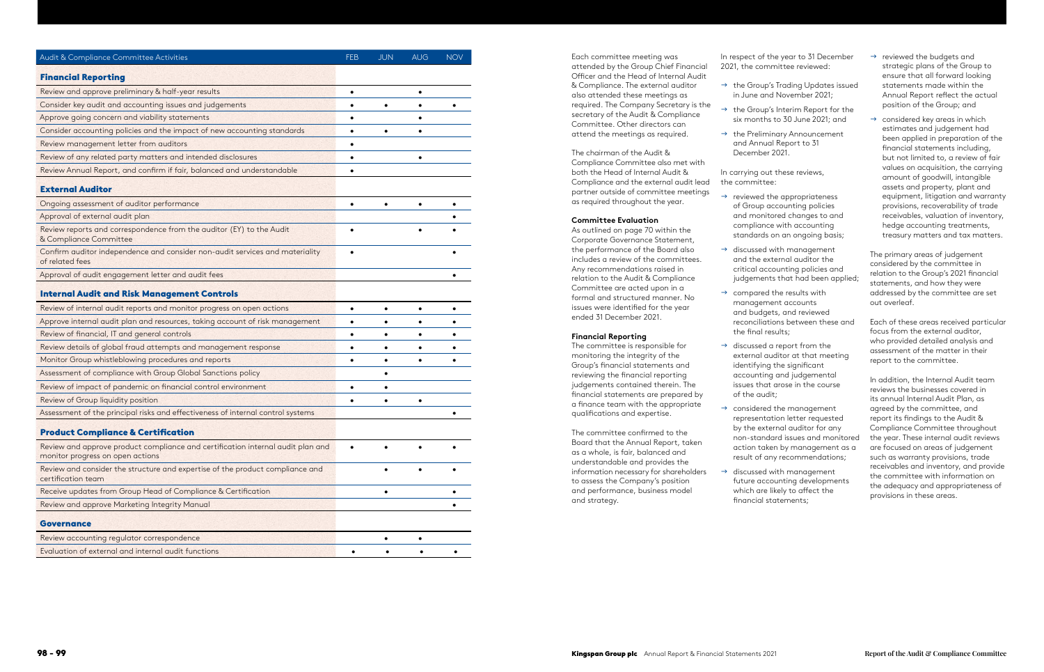| Audit & Compliance Committee Activities | FEB | JUN | AUG | NOV |
|---|---|---|---|---|
| **Financial Reporting** | | | | |
| Review and approve preliminary & half-year results | • | | • | |
| Consider key audit and accounting issues and judgements | • | • | • | • |
| Approve going concern and viability statements | • | | • | |
| Consider accounting policies and the impact of new accounting standards | • | • | • | |
| Review management letter from auditors | • | | | |
| Review of any related party matters and intended disclosures | • | | • | |
| Review Annual Report, and confirm if fair, balanced and understandable | • | | | |
| **External Auditor** | | | | |
| Ongoing assessment of auditor performance | • | • | • | • |
| Approval of external audit plan | | | | • |
| Review reports and correspondence from the auditor (EY) to the Audit & Compliance Committee | • | | • | • |
| Confirm auditor independence and consider non-audit services and materiality of related fees | • | | | • |
| Approval of audit engagement letter and audit fees | | | | • |
| **Internal Audit and Risk Management Controls** | | | | |
| Review of internal audit reports and monitor progress on open actions | • | • | • | • |
| Approve internal audit plan and resources, taking account of risk management | • | • | • | • |
| Review of financial, IT and general controls | • | • | • | • |
| Review details of global fraud attempts and management response | • | • | • | • |
| Monitor Group whistleblowing procedures and reports | • | • | • | • |
| Assessment of compliance with Group Global Sanctions policy | | • | | |
| Review of impact of pandemic on financial control environment | • | • | | |
| Review of Group liquidity position | • | • | • | |
| Assessment of the principal risks and effectiveness of internal control systems | | | | • |
| **Product Compliance & Certification** | | | | |
| Review and approve product compliance and certification internal audit plan and monitor progress on open actions | • | • | • | • |
| Review and consider the structure and expertise of the product compliance and certification team | | • | • | • |
| Receive updates from Group Head of Compliance & Certification | | • | | • |
| Review and approve Marketing Integrity Manual | | | | • |
| **Governance** | | | | |
| Review accounting regulator correspondence | | • | • | |
| Evaluation of external and internal audit functions | • | • | • | • |

Each committee meeting was attended by the Group Chief Financial Officer and the Head of Internal Audit & Compliance. The external auditor also attended these meetings as required. The Company Secretary is the secretary of the Audit & Compliance Committee. Other directors can attend the meetings as required.

The chairman of the Audit & Compliance Committee also met with both the Head of Internal Audit & Compliance and the external audit lead partner outside of committee meetings as required throughout the year.

**Committee Evaluation**

As outlined on page 70 within the Corporate Governance Statement, the performance of the Board also includes a review of the committees. Any recommendations raised in relation to the Audit & Compliance Committee are acted upon in a formal and structured manner. No issues were identified for the year ended 31 December 2021.

**Financial Reporting**

The committee is responsible for monitoring the integrity of the Group's financial statements and reviewing the financial reporting judgements contained therein. The financial statements are prepared by a finance team with the appropriate qualifications and expertise.

The committee confirmed to the Board that the Annual Report, taken as a whole, is fair, balanced and understandable and provides the information necessary for shareholders to assess the Company's position and performance, business model and strategy.

In respect of the year to 31 December 2021, the committee reviewed:

- the Group's Trading Updates issued in June and November 2021;
- the Group's Interim Report for the six months to 30 June 2021; and
- the Preliminary Announcement and Annual Report to 31 December 2021.

In carrying out these reviews, the committee:

- reviewed the appropriateness of Group accounting policies and monitored changes to and compliance with accounting standards on an ongoing basis;
- discussed with management and the external auditor the critical accounting policies and judgements that had been applied;
- compared the results with management accounts and budgets, and reviewed reconciliations between these and the final results;
- discussed a report from the external auditor at that meeting identifying the significant accounting and judgemental issues that arose in the course of the audit;
- considered the management representation letter requested by the external auditor for any non-standard issues and monitored action taken by management as a result of any recommendations;
- discussed with management future accounting developments which are likely to affect the financial statements;
- reviewed the budgets and strategic plans of the Group to ensure that all forward looking statements made within the Annual Report reflect the actual position of the Group; and
- considered key areas in which estimates and judgement had been applied in preparation of the financial statements including, but not limited to, a review of fair values on acquisition, the carrying amount of goodwill, intangible assets and property, plant and equipment, litigation and warranty provisions, recoverability of trade receivables, valuation of inventory, hedge accounting treatments, treasury matters and tax matters.

The primary areas of judgement considered by the committee in relation to the Group's 2021 financial statements, and how they were addressed by the committee are set out overleaf.

Each of these areas received particular focus from the external auditor, who provided detailed analysis and assessment of the matter in their report to the committee.

In addition, the Internal Audit team reviews the businesses covered in its annual Internal Audit Plan, as agreed by the committee, and report its findings to the Audit & Compliance Committee throughout the year. These internal audit reviews are focused on areas of judgement such as warranty provisions, trade receivables and inventory, and provide the committee with information on the adequacy and appropriateness of provisions in these areas.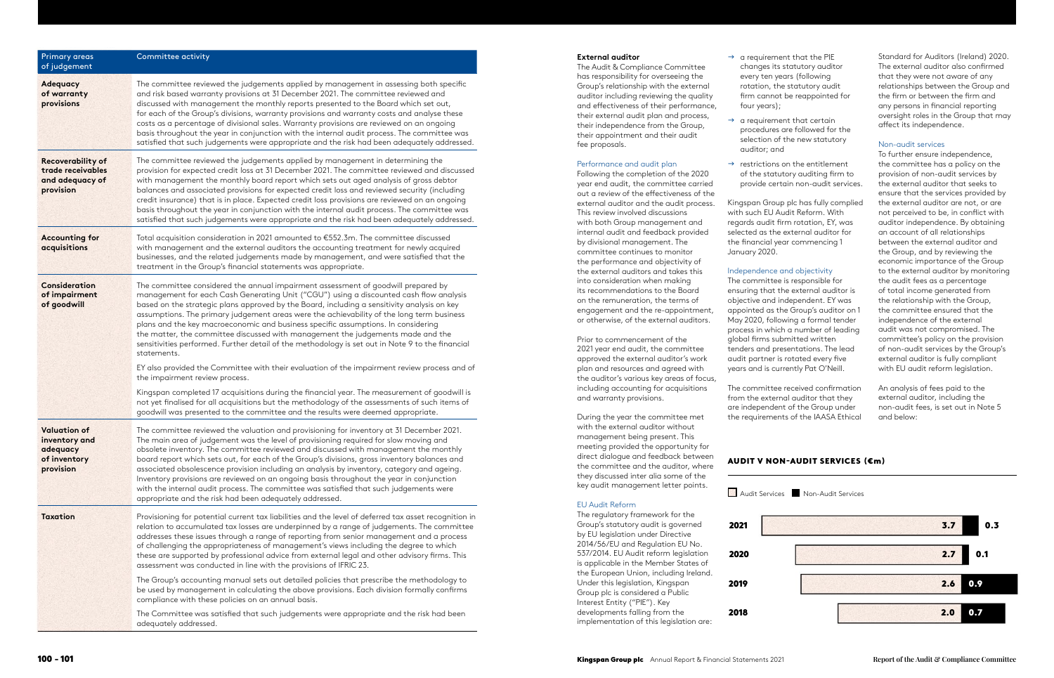| Primary areas of judgement | Committee activity |
|---|---|
| **Adequacy of warranty provisions** | The committee reviewed the judgements applied by management in assessing both specific and risk based warranty provisions at 31 December 2021. The committee reviewed and discussed with management the monthly reports presented to the Board which set out, for each of the Group's divisions, warranty provisions and warranty costs and analyse these costs as a percentage of divisional sales. Warranty provisions are reviewed on an ongoing basis throughout the year in conjunction with the internal audit process. The committee was satisfied that such judgements were appropriate and the risk had been adequately addressed. |
| **Recoverability of trade receivables and adequacy of provision** | The committee reviewed the judgements applied by management in determining the provision for expected credit loss at 31 December 2021. The committee reviewed and discussed with management the monthly board report which sets out aged analysis of gross debtor balances and associated provisions for expected credit loss and reviewed security (including credit insurance) that is in place. Expected credit loss provisions are reviewed on an ongoing basis throughout the year in conjunction with the internal audit process. The committee was satisfied that such judgements were appropriate and the risk had been adequately addressed. |
| **Accounting for acquisitions** | Total acquisition consideration in 2021 amounted to €552.3m. The committee discussed with management and the external auditors the accounting treatment for newly acquired businesses, and the related judgements made by management, and were satisfied that the treatment in the Group's financial statements was appropriate. |
| **Consideration of impairment of goodwill** | The committee considered the annual impairment assessment of goodwill prepared by management for each Cash Generating Unit ("CGU") using a discounted cash flow analysis based on the strategic plans approved by the Board, including a sensitivity analysis on key assumptions. The primary judgement areas were the achievability of the long term business plans and the key macroeconomic and business specific assumptions. In considering the matter, the committee discussed with management the judgements made and the sensitivities performed. Further detail of the methodology is set out in Note 9 to the financial statements.<br><br>EY also provided the Committee with their evaluation of the impairment review process and of the impairment review process.<br><br>Kingspan completed 17 acquisitions during the financial year. The measurement of goodwill is not yet finalised for all acquisitions but the methodology of the assessments of such items of goodwill was presented to the committee and the results were deemed appropriate. |
| **Valuation of inventory and adequacy of inventory provision** | The committee reviewed the valuation and provisioning for inventory at 31 December 2021. The main area of judgement was the level of provisioning required for slow moving and obsolete inventory. The committee reviewed and discussed with management the monthly board report which sets out, for each of the Group's divisions, gross inventory balances and associated obsolescence provision including an analysis by inventory, category and ageing. Inventory provisions are reviewed on an ongoing basis throughout the year in conjunction with the internal audit process. The committee was satisfied that such judgements were appropriate and the risk had been adequately addressed. |
| **Taxation** | Provisioning for potential current tax liabilities and the level of deferred tax asset recognition in relation to accumulated tax losses are underpinned by a range of judgements. The committee addresses these issues through a range of reporting from senior management and a process of challenging the appropriateness of management's views including the degree to which these are supported by professional advice from external legal and other advisory firms. This assessment was conducted in line with the provisions of IFRIC 23.<br><br>The Group's accounting manual sets out detailed policies that prescribe the methodology to be used by management in calculating the above provisions. Each division formally confirms compliance with these policies on an annual basis.<br><br>The Committee was satisfied that such judgements were appropriate and the risk had been adequately addressed. |

**External auditor**

The Audit & Compliance Committee has responsibility for overseeing the Group's relationship with the external auditor including reviewing the quality and effectiveness of their performance, their external audit plan and process, their independence from the Group, their appointment and their audit fee proposals.

### Performance and audit plan

Following the completion of the 2020 year end audit, the committee carried out a review of the effectiveness of the external auditor and the audit process. This review involved discussions with both Group management and internal audit and feedback provided by divisional management. The committee continues to monitor the performance and objectivity of the external auditors and takes this into consideration when making its recommendations to the Board on the remuneration, the terms of engagement and the re-appointment, or otherwise, of the external auditors.

Prior to commencement of the 2021 year end audit, the committee approved the external auditor's work plan and resources and agreed with the auditor's various key areas of focus, including accounting for acquisitions and warranty provisions.

During the year the committee met with the external auditor without management being present. This meeting provided the opportunity for direct dialogue and feedback between the committee and the auditor, where they discussed inter alia some of the key audit management letter points.

### EU Audit Reform

The regulatory framework for the Group's statutory audit is governed by EU legislation under Directive 2014/56/EU and Regulation EU No. 537/2014. EU Audit reform legislation is applicable in the Member States of the European Union, including Ireland. Under this legislation, Kingspan Group plc is considered a Public Interest Entity ("PIE"). Key developments falling from the implementation of this legislation are:

- → a requirement that the PIE changes its statutory auditor every ten years (following rotation, the statutory audit firm cannot be reappointed for four years);
- → a requirement that certain procedures are followed for the selection of the new statutory auditor; and
- → restrictions on the entitlement of the statutory auditing firm to provide certain non-audit services.

Kingspan Group plc has fully complied with such EU Audit Reform. With regards audit firm rotation, EY, was selected as the external auditor for the financial year commencing 1 January 2020.

### Independence and objectivity

The committee is responsible for ensuring that the external auditor is objective and independent. EY was appointed as the Group's auditor on 1 May 2020, following a formal tender process in which a number of leading global firms submitted written tenders and presentations. The lead audit partner is rotated every five years and is currently Pat O'Neill.

The committee received confirmation from the external auditor that they are independent of the Group under the requirements of the IAASA Ethical Standard for Auditors (Ireland) 2020. The external auditor also confirmed that they were not aware of any relationships between the Group and the firm or between the firm and any persons in financial reporting oversight roles in the Group that may affect its independence.

### Non-audit services

To further ensure independence, the committee has a policy on the provision of non-audit services by the external auditor that seeks to ensure that the services provided by the external auditor are not, or are not perceived to be, in conflict with auditor independence. By obtaining an account of all relationships between the external auditor and the Group, and by reviewing the economic importance of the Group to the external auditor by monitoring the audit fees as a percentage of total income generated from the relationship with the Group, the committee ensured that the independence of the external audit was not compromised. The committee's policy on the provision of non-audit services by the Group's external auditor is fully compliant with EU audit reform legislation.

An analysis of fees paid to the external auditor, including the non-audit fees, is set out in Note 5 and below:

**AUDIT V NON-AUDIT SERVICES (€m)**

| Year | Audit Services | Non-Audit Services |
|---|---|---|
| 2021 | 3.7 | 0.3 |
| 2020 | 2.7 | 0.1 |
| 2019 | 2.6 | 0.9 |
| 2018 | 2.0 | 0.7 |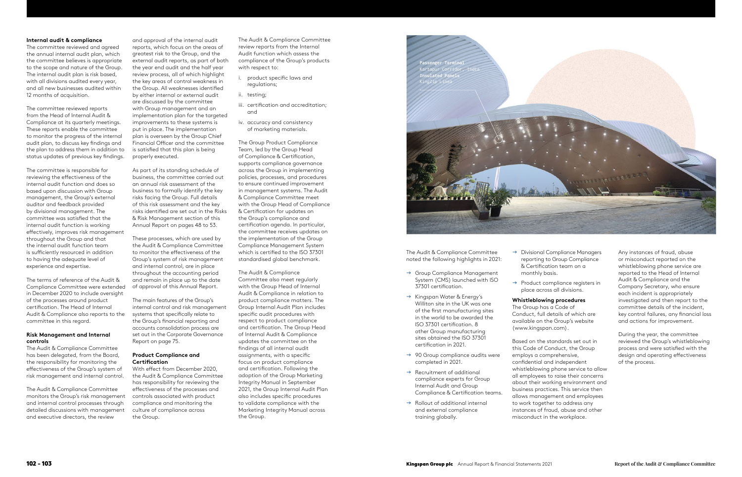#### Internal audit & compliance

The committee reviewed and agreed the annual internal audit plan, which the committee believes is appropriate to the scope and nature of the Group. The internal audit plan is risk based, with all divisions audited every year, and all new businesses audited within 12 months of acquisition.

The committee reviewed reports from the Head of Internal Audit & Compliance at its quarterly meetings. These reports enable the committee to monitor the progress of the internal audit plan, to discuss key findings and the plan to address them in addition to status updates of previous key findings.

The committee is responsible for reviewing the effectiveness of the internal audit function and does so based upon discussion with Group management, the Group's external auditor and feedback provided by divisional management. The committee was satisfied that the internal audit function is working effectively, improves risk management throughout the Group and that the internal audit function team is sufficiently resourced in addition to having the adequate level of experience and expertise.

The terms of reference of the Audit & Compliance Committee were extended in December 2020 to include oversight of the processes around product certification. The Head of Internal Audit & Compliance also reports to the committee in this regard.

#### Risk Management and Internal controls

The Audit & Compliance Committee has been delegated, from the Board, the responsibility for monitoring the effectiveness of the Group's system of risk management and internal control.

The Audit & Compliance Committee monitors the Group's risk management and internal control processes through detailed discussions with management and executive directors, the review and approval of the internal audit reports, which focus on the areas of greatest risk to the Group, and the external audit reports, as part of both the year end audit and the half year review process, all of which highlight the key areas of control weakness in the Group. All weaknesses identified by either internal or external audit are discussed by the committee with Group management and an implementation plan for the targeted improvements to these systems is put in place. The implementation plan is overseen by the Group Chief Financial Officer and the committee is satisfied that this plan is being properly executed.

As part of its standing schedule of business, the committee carried out an annual risk assessment of the business to formally identify the key risks facing the Group. Full details of this risk assessment and the key risks identified are set out in the Risks & Risk Management section of this Annual Report on pages 48 to 53.

These processes, which are used by the Audit & Compliance Committee to monitor the effectiveness of the Group's system of risk management and internal control, are in place throughout the accounting period and remain in place up to the date of approval of this Annual Report.

The main features of the Group's internal control and risk management systems that specifically relate to the Group's financial reporting and accounts consolidation process are set out in the Corporate Governance Report on page 75.

#### Product Compliance and Certification

With effect from December 2020, the Audit & Compliance Committee has responsibility for reviewing the effectiveness of the processes and controls associated with product compliance and monitoring the culture of compliance across the Group.

The Audit & Compliance Committee review reports from the Internal Audit function which assess the compliance of the Group's products with respect to:

i. product specific laws and regulations;
ii. testing;
iii. certification and accreditation; and
iv. accuracy and consistency of marketing materials.

The Group Product Compliance Team, led by the Group Head of Compliance & Certification, supports compliance governance across the Group in implementing policies, processes, and procedures to ensure continued improvement in management systems. The Audit & Compliance Committee meet with the Group Head of Compliance & Certification for updates on the Group's compliance and certification agenda. In particular, the committee receives updates on the implementation of the Group Compliance Management System which is certified to the ISO 37301 standardised global benchmark.

The Audit & Compliance Committee also meet regularly with the Group Head of Internal Audit & Compliance in relation to product compliance matters. The Group Internal Audit Plan includes specific audit procedures with respect to product compliance and certification. The Group Head of Internal Audit & Compliance updates the committee on the findings of all internal audit assignments, with a specific focus on product compliance and certification. Following the adoption of the Group Marketing Integrity Manual in September 2021, the Group Internal Audit Plan also includes specific procedures to validate compliance with the Marketing Integrity Manual across the Group.

Passenger Terminal
Kartapur Corridor, India
Insulated Panels
KingZip Linea

The Audit & Compliance Committee noted the following highlights in 2021:

- → Group Compliance Management System (CMS) launched with ISO 37301 certification.
- → Kingspan Water & Energy's Williton site in the UK was one of the first manufacturing sites in the world to be awarded the ISO 37301 certification. 8 other Group manufacturing sites obtained the ISO 37301 certification in 2021.
- → 90 Group compliance audits were completed in 2021.
- → Recruitment of additional compliance experts for Group Internal Audit and Group Compliance & Certification teams.
- → Rollout of additional internal and external compliance training globally.
- → Divisional Compliance Managers reporting to Group Compliance & Certification team on a monthly basis.
- → Product compliance registers in place across all divisions.

#### Whistleblowing procedures

The Group has a Code of Conduct, full details of which are available on the Group's website (www.kingspan.com).

Based on the standards set out in this Code of Conduct, the Group employs a comprehensive, confidential and independent whistleblowing phone service to allow all employees to raise their concerns about their working environment and business practices. This service then allows management and employees to work together to address any instances of fraud, abuse and other misconduct in the workplace.

Any instances of fraud, abuse or misconduct reported on the whistleblowing phone service are reported to the Head of Internal Audit & Compliance and the Company Secretary, who ensure each incident is appropriately investigated and then report to the committee details of the incident, key control failures, any financial loss and actions for improvement.

During the year, the committee reviewed the Group's whistleblowing process and were satisfied with the design and operating effectiveness of the process.